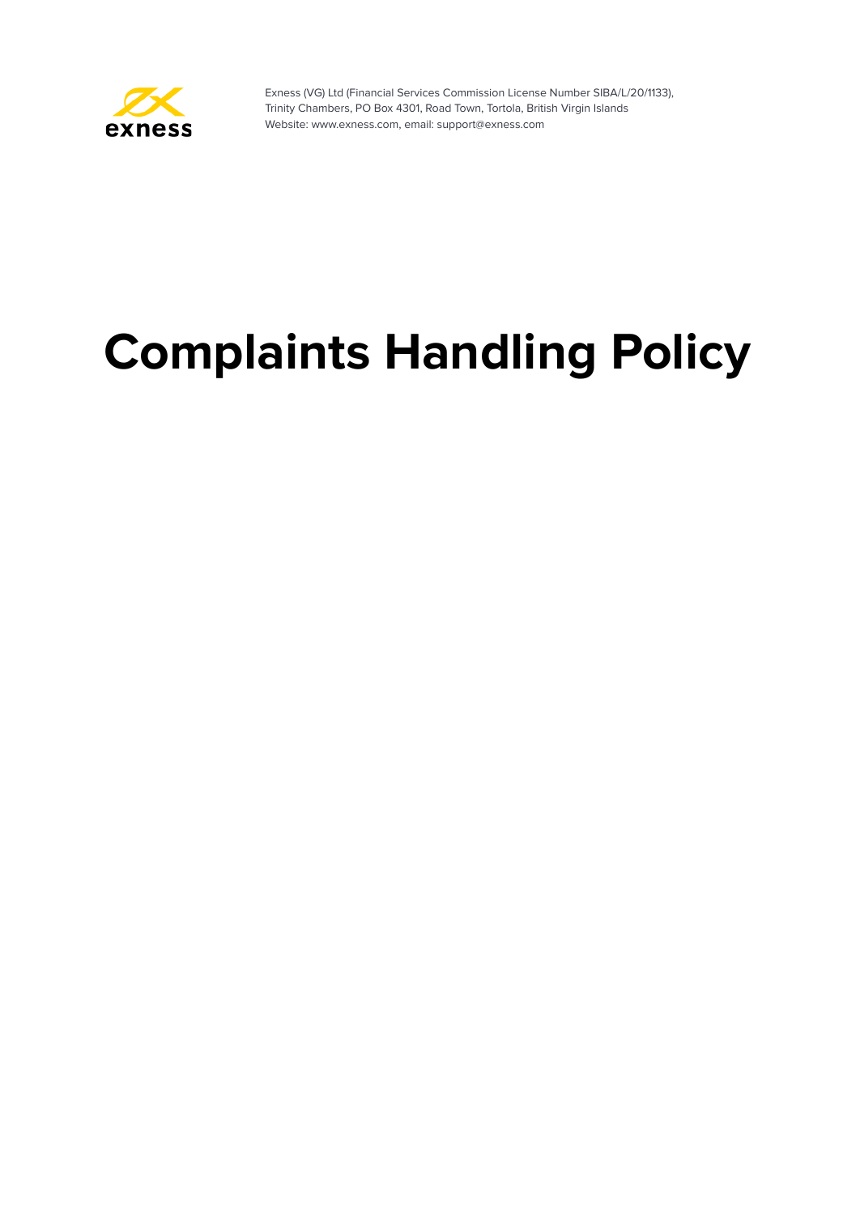Exness (VG) Ltd (Financial Services Commission License Number SIBA/L/20/1133), Trinity Chambers, PO Box 4301, Road Town, Tortola, British Virgin Islands
Website: www.exness.com, email: support@exness.com

# Complaints Handling Policy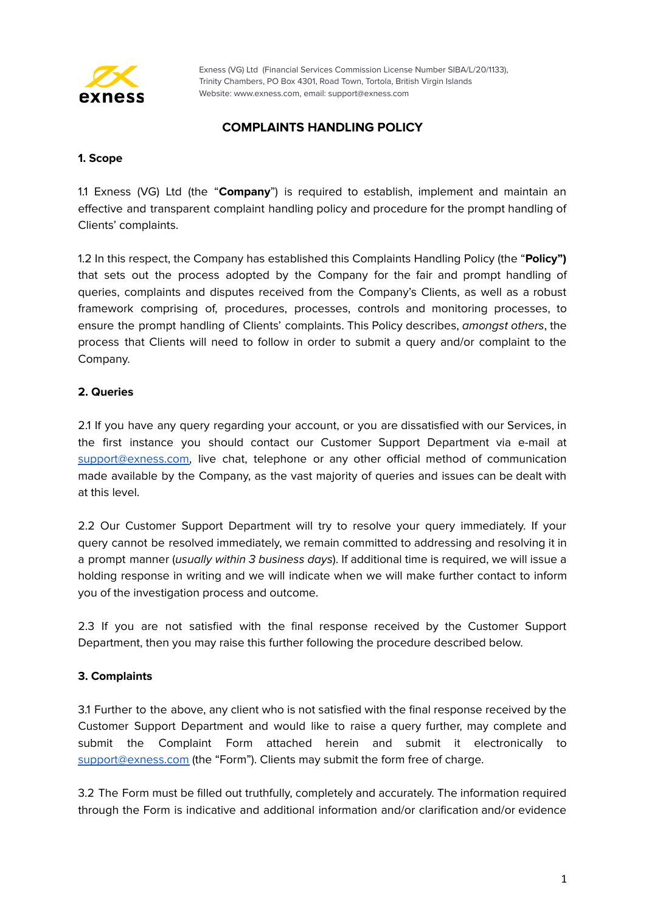Exness (VG) Ltd (Financial Services Commission License Number SIBA/L/20/1133), Trinity Chambers, PO Box 4301, Road Town, Tortola, British Virgin Islands
Website: www.exness.com, email: support@exness.com

# COMPLAINTS HANDLING POLICY

## 1. Scope

1.1 Exness (VG) Ltd (the "**Company**") is required to establish, implement and maintain an effective and transparent complaint handling policy and procedure for the prompt handling of Clients' complaints.

1.2 In this respect, the Company has established this Complaints Handling Policy (the "**Policy"**) that sets out the process adopted by the Company for the fair and prompt handling of queries, complaints and disputes received from the Company's Clients, as well as a robust framework comprising of, procedures, processes, controls and monitoring processes, to ensure the prompt handling of Clients' complaints. This Policy describes, *amongst others*, the process that Clients will need to follow in order to submit a query and/or complaint to the Company.

## 2. Queries

2.1 If you have any query regarding your account, or you are dissatisfied with our Services, in the first instance you should contact our Customer Support Department via e-mail at support@exness.com, live chat, telephone or any other official method of communication made available by the Company, as the vast majority of queries and issues can be dealt with at this level.

2.2 Our Customer Support Department will try to resolve your query immediately. If your query cannot be resolved immediately, we remain committed to addressing and resolving it in a prompt manner (*usually within 3 business days*). If additional time is required, we will issue a holding response in writing and we will indicate when we will make further contact to inform you of the investigation process and outcome.

2.3 If you are not satisfied with the final response received by the Customer Support Department, then you may raise this further following the procedure described below.

## 3. Complaints

3.1 Further to the above, any client who is not satisfied with the final response received by the Customer Support Department and would like to raise a query further, may complete and submit the Complaint Form attached herein and submit it electronically to support@exness.com (the "Form"). Clients may submit the form free of charge.

3.2 The Form must be filled out truthfully, completely and accurately. The information required through the Form is indicative and additional information and/or clarification and/or evidence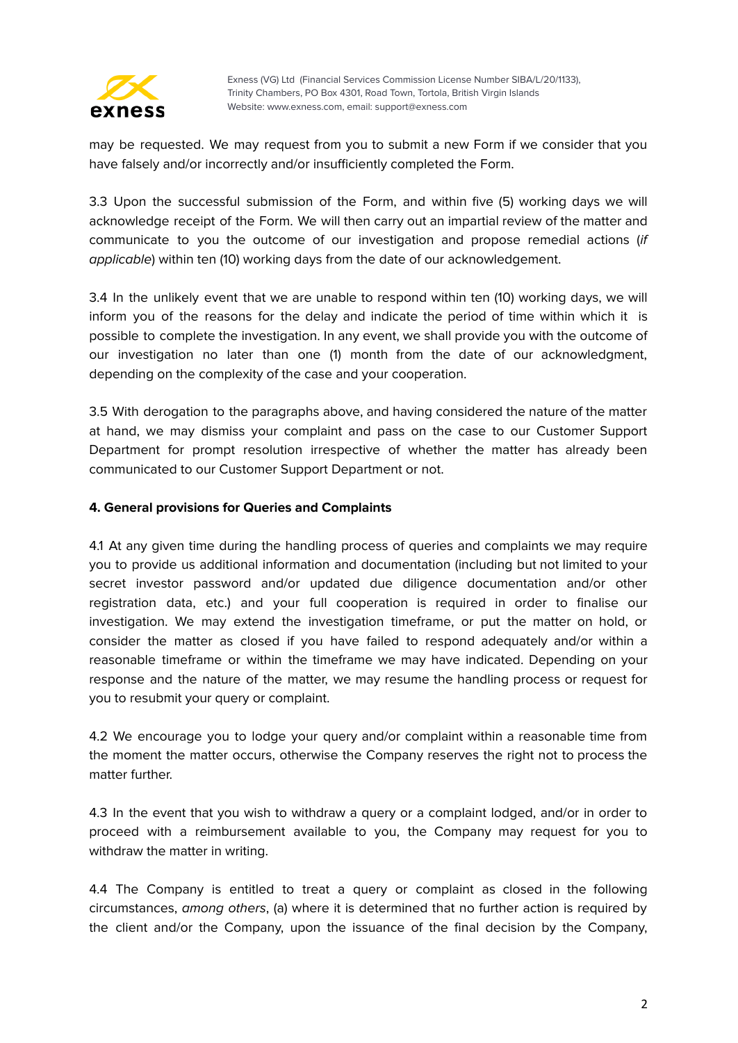may be requested. We may request from you to submit a new Form if we consider that you have falsely and/or incorrectly and/or insufficiently completed the Form.

3.3 Upon the successful submission of the Form, and within five (5) working days we will acknowledge receipt of the Form. We will then carry out an impartial review of the matter and communicate to you the outcome of our investigation and propose remedial actions (*if applicable*) within ten (10) working days from the date of our acknowledgement.

3.4 In the unlikely event that we are unable to respond within ten (10) working days, we will inform you of the reasons for the delay and indicate the period of time within which it is possible to complete the investigation. In any event, we shall provide you with the outcome of our investigation no later than one (1) month from the date of our acknowledgment, depending on the complexity of the case and your cooperation.

3.5 With derogation to the paragraphs above, and having considered the nature of the matter at hand, we may dismiss your complaint and pass on the case to our Customer Support Department for prompt resolution irrespective of whether the matter has already been communicated to our Customer Support Department or not.

**4. General provisions for Queries and Complaints**

4.1 At any given time during the handling process of queries and complaints we may require you to provide us additional information and documentation (including but not limited to your secret investor password and/or updated due diligence documentation and/or other registration data, etc.) and your full cooperation is required in order to finalise our investigation. We may extend the investigation timeframe, or put the matter on hold, or consider the matter as closed if you have failed to respond adequately and/or within a reasonable timeframe or within the timeframe we may have indicated. Depending on your response and the nature of the matter, we may resume the handling process or request for you to resubmit your query or complaint.

4.2 We encourage you to lodge your query and/or complaint within a reasonable time from the moment the matter occurs, otherwise the Company reserves the right not to process the matter further.

4.3 In the event that you wish to withdraw a query or a complaint lodged, and/or in order to proceed with a reimbursement available to you, the Company may request for you to withdraw the matter in writing.

4.4 The Company is entitled to treat a query or complaint as closed in the following circumstances, *among others*, (a) where it is determined that no further action is required by the client and/or the Company, upon the issuance of the final decision by the Company,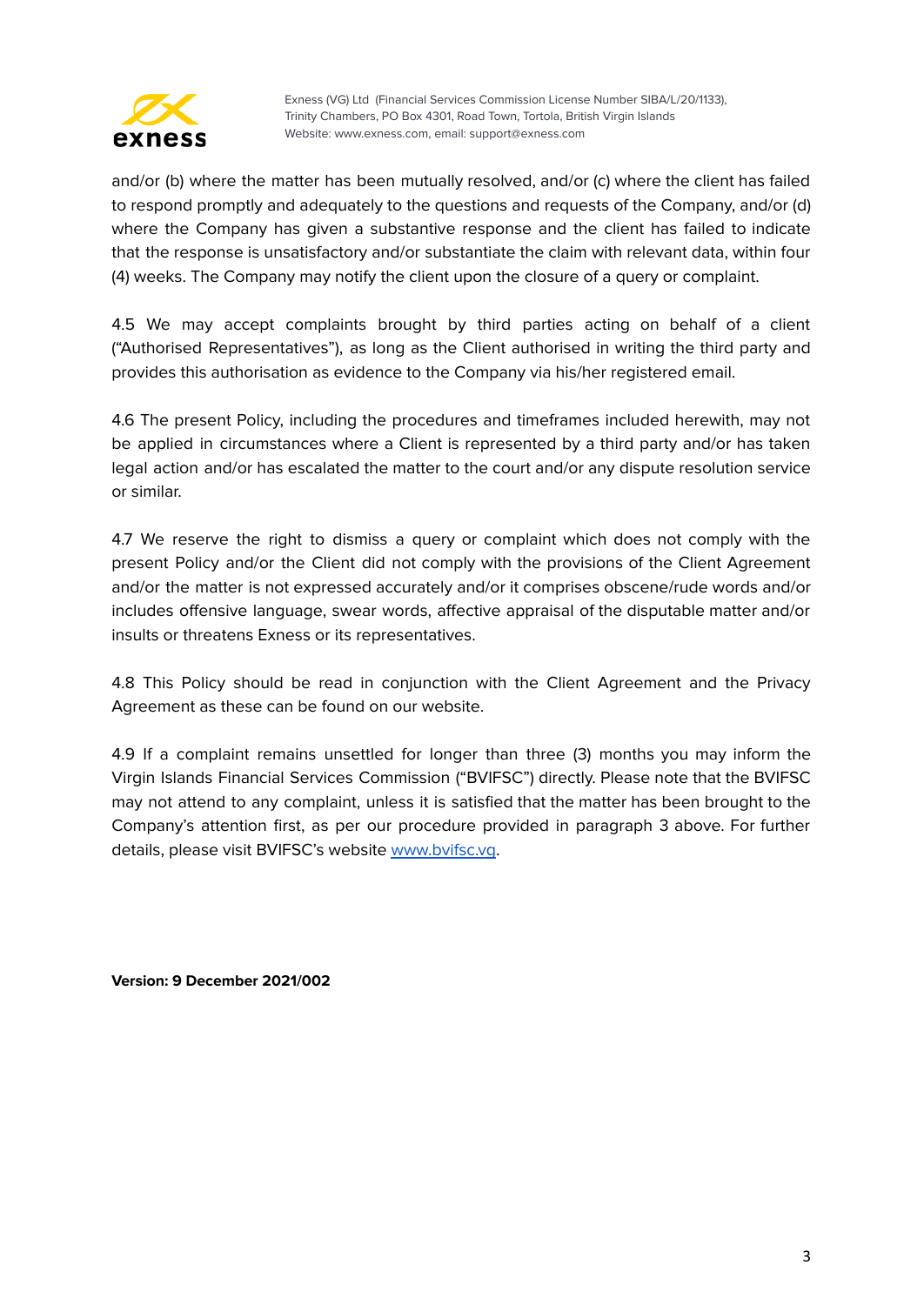and/or (b) where the matter has been mutually resolved, and/or (c) where the client has failed to respond promptly and adequately to the questions and requests of the Company, and/or (d) where the Company has given a substantive response and the client has failed to indicate that the response is unsatisfactory and/or substantiate the claim with relevant data, within four (4) weeks. The Company may notify the client upon the closure of a query or complaint.

4.5 We may accept complaints brought by third parties acting on behalf of a client ("Authorised Representatives"), as long as the Client authorised in writing the third party and provides this authorisation as evidence to the Company via his/her registered email.

4.6 The present Policy, including the procedures and timeframes included herewith, may not be applied in circumstances where a Client is represented by a third party and/or has taken legal action and/or has escalated the matter to the court and/or any dispute resolution service or similar.

4.7 We reserve the right to dismiss a query or complaint which does not comply with the present Policy and/or the Client did not comply with the provisions of the Client Agreement and/or the matter is not expressed accurately and/or it comprises obscene/rude words and/or includes offensive language, swear words, affective appraisal of the disputable matter and/or insults or threatens Exness or its representatives.

4.8 This Policy should be read in conjunction with the Client Agreement and the Privacy Agreement as these can be found on our website.

4.9 If a complaint remains unsettled for longer than three (3) months you may inform the Virgin Islands Financial Services Commission ("BVIFSC") directly. Please note that the BVIFSC may not attend to any complaint, unless it is satisfied that the matter has been brought to the Company's attention first, as per our procedure provided in paragraph 3 above. For further details, please visit BVIFSC's website [www.bvifsc.vg](http://www.bvifsc.vg).

**Version: 9 December 2021/002**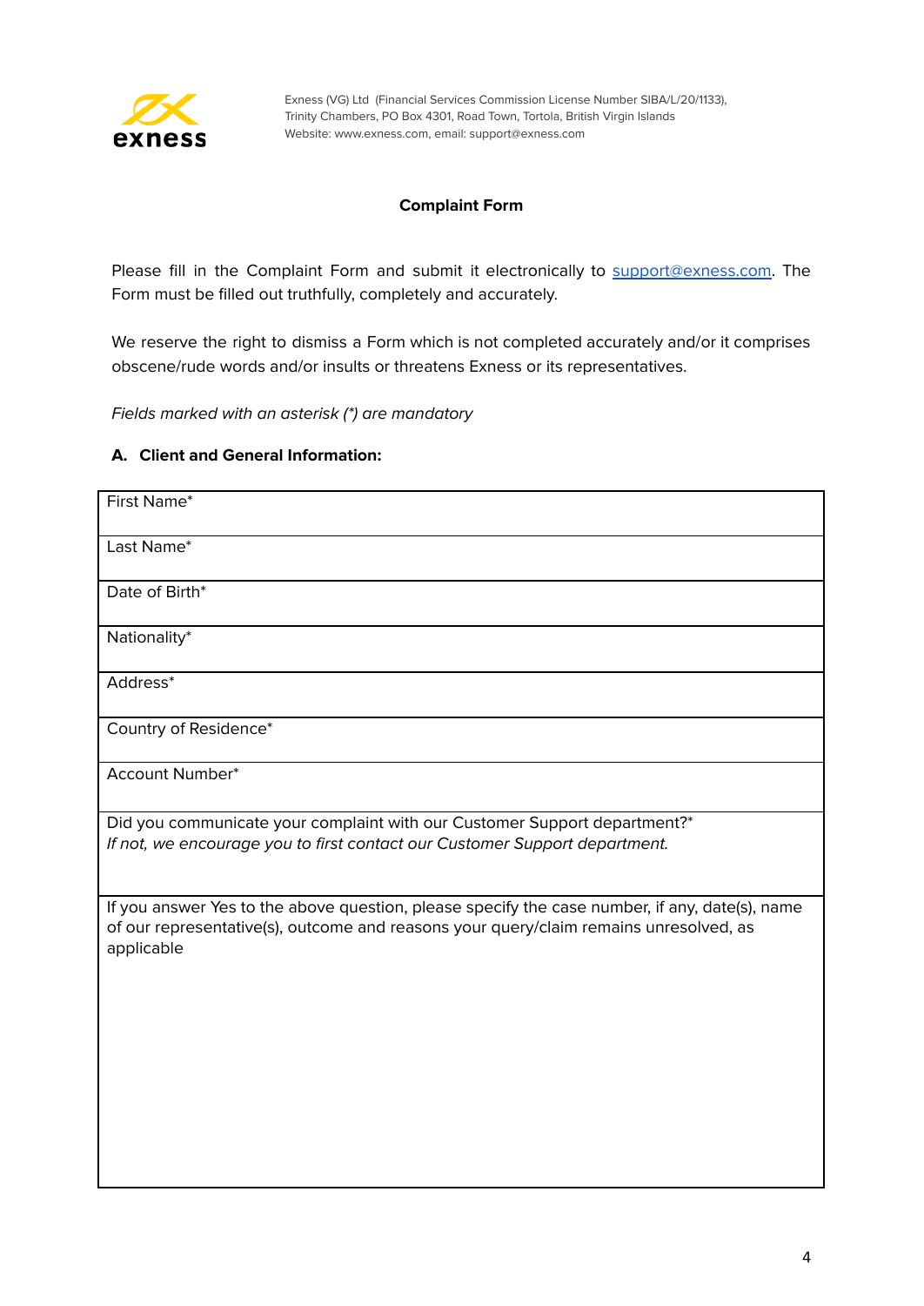Exness (VG) Ltd (Financial Services Commission License Number SIBA/L/20/1133), Trinity Chambers, PO Box 4301, Road Town, Tortola, British Virgin Islands
Website: www.exness.com, email: support@exness.com

**Complaint Form**

Please fill in the Complaint Form and submit it electronically to support@exness.com. The Form must be filled out truthfully, completely and accurately.

We reserve the right to dismiss a Form which is not completed accurately and/or it comprises obscene/rude words and/or insults or threatens Exness or its representatives.

*Fields marked with an asterisk (*) are mandatory*

**A. Client and General Information:**

| |
|---|
| First Name* |
| Last Name* |
| Date of Birth* |
| Nationality* |
| Address* |
| Country of Residence* |
| Account Number* |
| Did you communicate your complaint with our Customer Support department?* *If not, we encourage you to first contact our Customer Support department.* |
| If you answer Yes to the above question, please specify the case number, if any, date(s), name of our representative(s), outcome and reasons your query/claim remains unresolved, as applicable |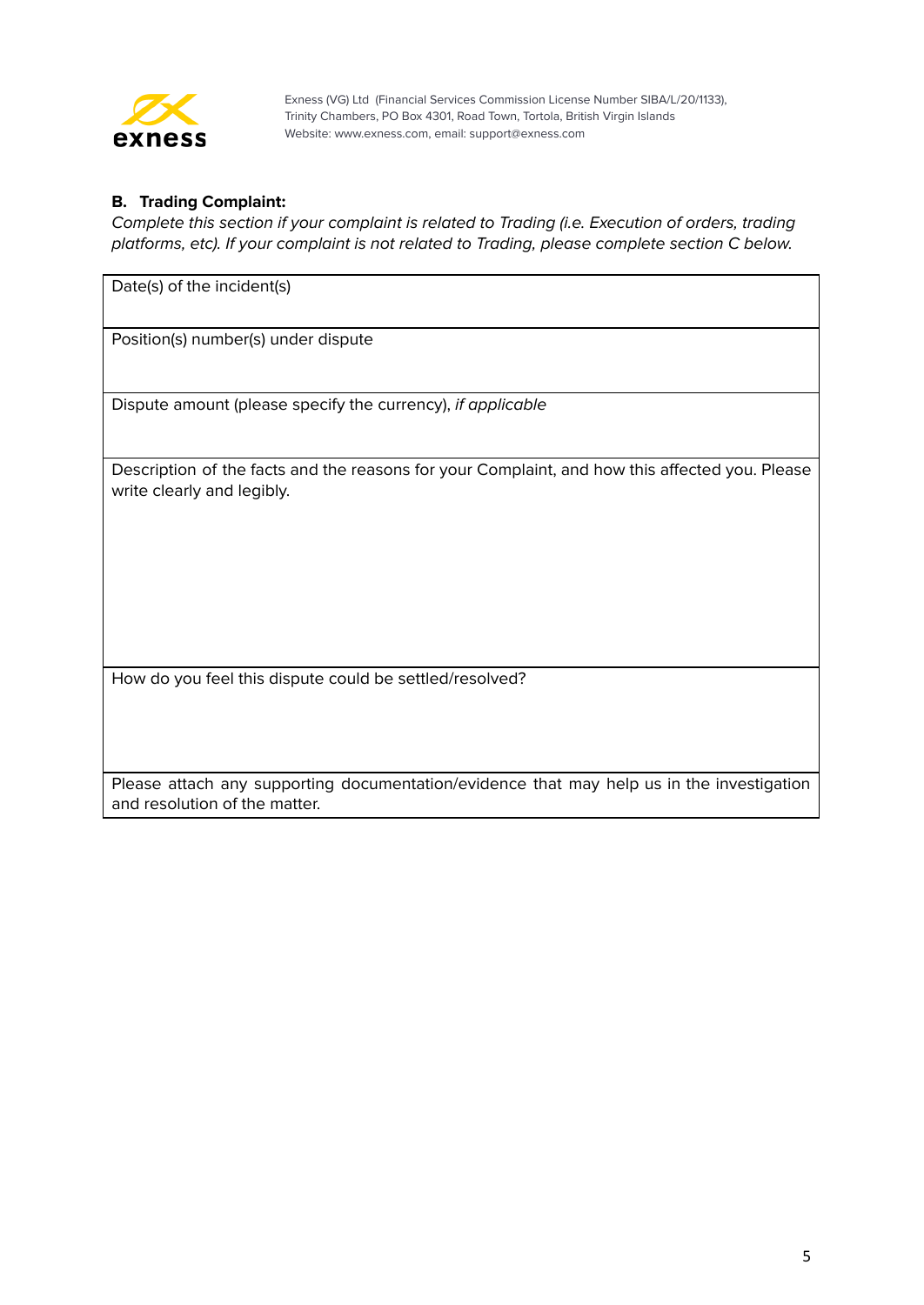Exness (VG) Ltd (Financial Services Commission License Number SIBA/L/20/1133), Trinity Chambers, PO Box 4301, Road Town, Tortola, British Virgin Islands
Website: www.exness.com, email: support@exness.com

### B. Trading Complaint:

*Complete this section if your complaint is related to Trading (i.e. Execution of orders, trading platforms, etc). If your complaint is not related to Trading, please complete section C below.*

| Date(s) of the incident(s) |
|---|
| Position(s) number(s) under dispute |
| Dispute amount (please specify the currency), *if applicable* |
| Description of the facts and the reasons for your Complaint, and how this affected you. Please write clearly and legibly. |
| How do you feel this dispute could be settled/resolved? |
| Please attach any supporting documentation/evidence that may help us in the investigation and resolution of the matter. |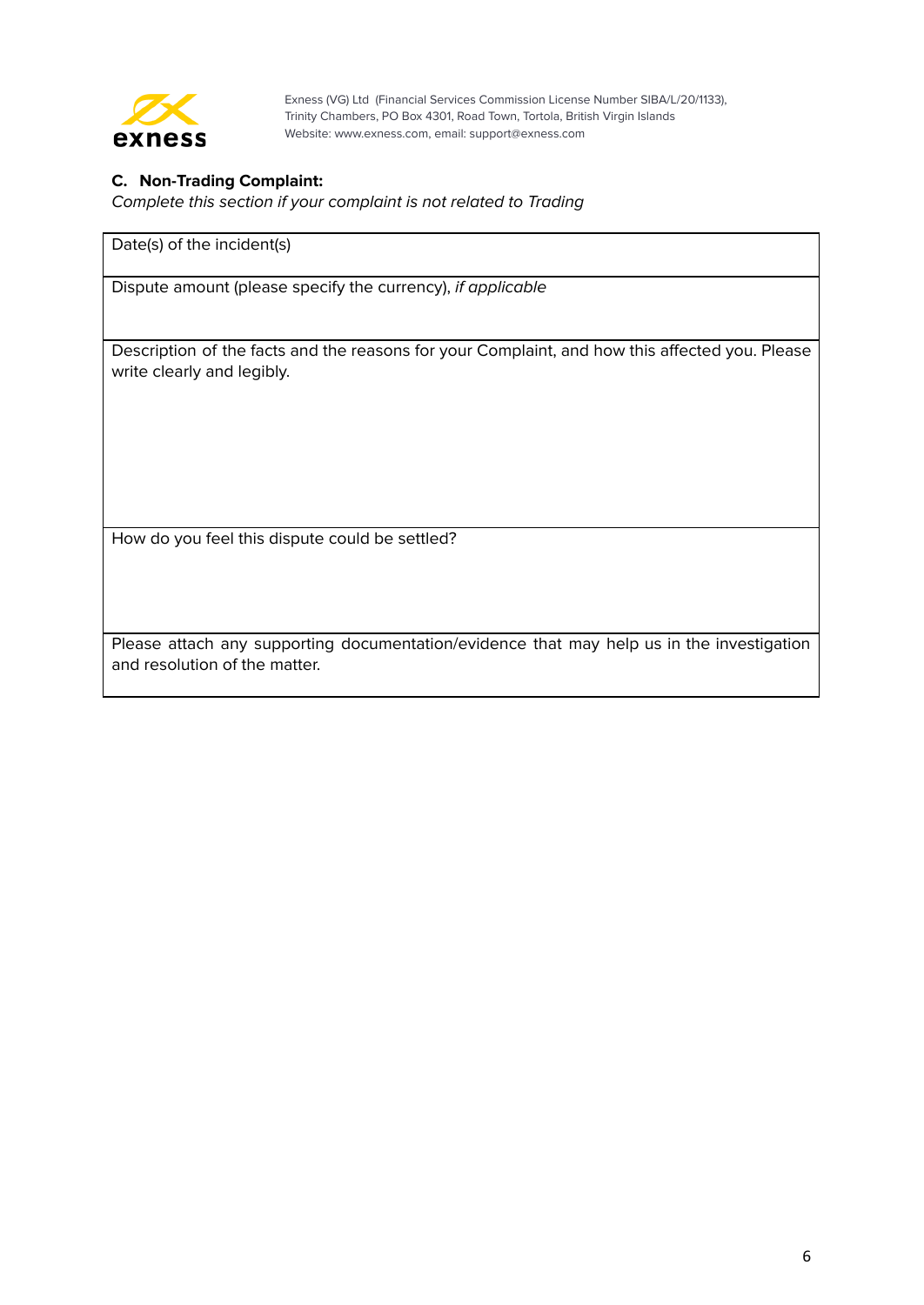Exness (VG) Ltd (Financial Services Commission License Number SIBA/L/20/1133),
Trinity Chambers, PO Box 4301, Road Town, Tortola, British Virgin Islands
Website: www.exness.com, email: support@exness.com

**C. Non-Trading Complaint:**

*Complete this section if your complaint is not related to Trading*

| |
|---|
| Date(s) of the incident(s) |
| Dispute amount (please specify the currency), *if applicable* |
| Description of the facts and the reasons for your Complaint, and how this affected you. Please write clearly and legibly. |
| How do you feel this dispute could be settled? |
| Please attach any supporting documentation/evidence that may help us in the investigation and resolution of the matter. |